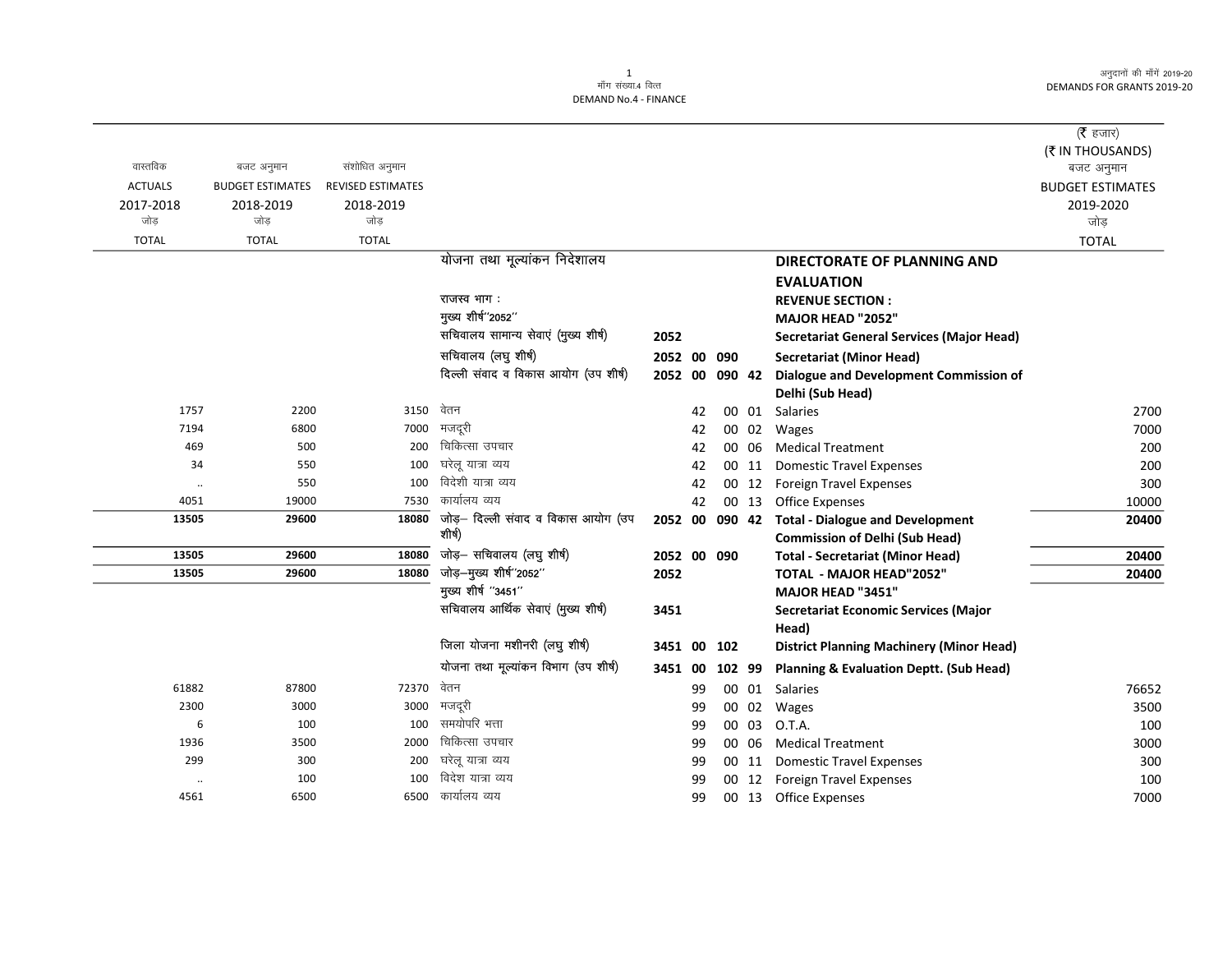DEMAND No.4 - FINANCE

मॉंग संख्या.4 वित्त

अनुदानों की माँगें 2019-20
DEMANDS FOR GRANTS 2019-20

(₹ हजार)
(₹ IN THOUSANDS)

| वास्तविक ACTUALS 2017-2018 जोड़ TOTAL | बजट अनुमान BUDGET ESTIMATES 2018-2019 जोड़ TOTAL | संशोधित अनुमान REVISED ESTIMATES 2018-2019 जोड़ TOTAL | | | | | | | | बजट अनुमान BUDGET ESTIMATES 2019-2020 जोड़ TOTAL |
|---|---|---|---|---|---|---|---|---|---|---|
| | | | योजना तथा मूल्यांकन निदेशालय | | | | | | **DIRECTORATE OF PLANNING AND EVALUATION** | |
| | | | राजस्व भाग : | | | | | | **REVENUE SECTION :** | |
| | | | मुख्य शीर्ष''2052'' | | | | | | **MAJOR HEAD "2052"** | |
| | | | सचिवालय सामान्य सेवाएं (मुख्य शीर्ष) | 2052 | | | | | **Secretariat General Services (Major Head)** | |
| | | | सचिवालय (लघु शीर्ष) | 2052 | 00 | 090 | | | **Secretariat (Minor Head)** | |
| | | | दिल्ली संवाद व विकास आयोग (उप शीर्ष) | 2052 | 00 | 090 | 42 | | **Dialogue and Development Commission of Delhi (Sub Head)** | |
| 1757 | 2200 | 3150 | वेतन | | | 42 | 00 | 01 | Salaries | 2700 |
| 7194 | 6800 | 7000 | मजदूरी | | | 42 | 00 | 02 | Wages | 7000 |
| 469 | 500 | 200 | चिकित्सा उपचार | | | 42 | 00 | 06 | Medical Treatment | 200 |
| 34 | 550 | 100 | घरेलू यात्रा व्यय | | | 42 | 00 | 11 | Domestic Travel Expenses | 200 |
| .. | 550 | 100 | विदेशी यात्रा व्यय | | | 42 | 00 | 12 | Foreign Travel Expenses | 300 |
| 4051 | 19000 | 7530 | कार्यालय व्यय | | | 42 | 00 | 13 | Office Expenses | 10000 |
| **13505** | **29600** | **18080** | जोड़– दिल्ली संवाद व विकास आयोग (उप शीर्ष) | 2052 | 00 | 090 | 42 | | **Total - Dialogue and Development Commission of Delhi (Sub Head)** | **20400** |
| **13505** | **29600** | **18080** | जोड़– सचिवालय (लघु शीर्ष) | 2052 | 00 | 090 | | | **Total - Secretariat (Minor Head)** | **20400** |
| **13505** | **29600** | **18080** | जोड़–मुख्य शीर्ष''2052'' | 2052 | | | | | **TOTAL - MAJOR HEAD"2052"** | **20400** |
| | | | मुख्य शीर्ष ''3451'' | | | | | | **MAJOR HEAD "3451"** | |
| | | | सचिवालय आर्थिक सेवाएं (मुख्य शीर्ष) | 3451 | | | | | **Secretariat Economic Services (Major Head)** | |
| | | | जिला योजना मशीनरी (लघु शीर्ष) | 3451 | 00 | 102 | | | **District Planning Machinery (Minor Head)** | |
| | | | योजना तथा मूल्यांकन विभाग (उप शीर्ष) | 3451 | 00 | 102 | 99 | | **Planning & Evaluation Deptt. (Sub Head)** | |
| 61882 | 87800 | 72370 | वेतन | | | 99 | 00 | 01 | Salaries | 76652 |
| 2300 | 3000 | 3000 | मजदूरी | | | 99 | 00 | 02 | Wages | 3500 |
| 6 | 100 | 100 | समयोपरि भत्ता | | | 99 | 00 | 03 | O.T.A. | 100 |
| 1936 | 3500 | 2000 | चिकित्सा उपचार | | | 99 | 00 | 06 | Medical Treatment | 3000 |
| 299 | 300 | 200 | घरेलू यात्रा व्यय | | | 99 | 00 | 11 | Domestic Travel Expenses | 300 |
| .. | 100 | 100 | विदेश यात्रा व्यय | | | 99 | 00 | 12 | Foreign Travel Expenses | 100 |
| 4561 | 6500 | 6500 | कार्यालय व्यय | | | 99 | 00 | 13 | Office Expenses | 7000 |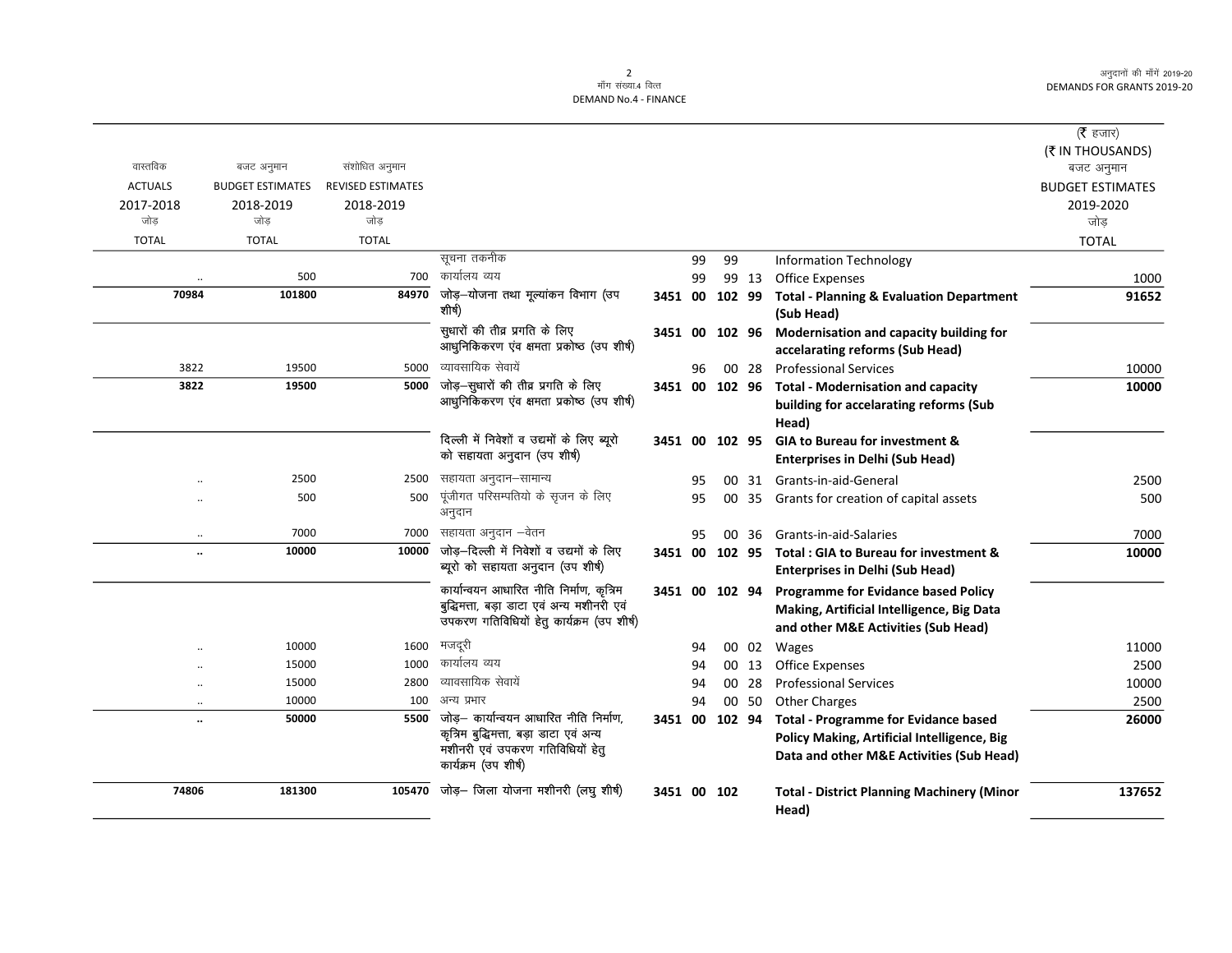मॉंग संख्या.4 वित्त
DEMAND No.4 - FINANCE

| वास्तविक ACTUALS 2017-2018 जोड़ TOTAL | बजट अनुमान BUDGET ESTIMATES 2018-2019 जोड़ TOTAL | संशोधित अनुमान REVISED ESTIMATES 2018-2019 जोड़ TOTAL | | | | | | | (₹ हजार) (₹ IN THOUSANDS) बजट अनुमान BUDGET ESTIMATES 2019-2020 जोड़ TOTAL |
|---|---|---|---|---|---|---|---|---|---|
| | | | सूचना तकनीक | | 99 | 99 | | Information Technology | |
| .. | 500 | 700 | कार्यालय व्यय | | 99 | 99 | 13 | Office Expenses | 1000 |
| **70984** | **101800** | **84970** | **जोड़–योजना तथा मूल्यांकन विभाग (उप शीर्ष)** | **3451** | **00** | **102** | **99** | **Total - Planning & Evaluation Department (Sub Head)** | **91652** |
| | | | सुधारों की तीव्र प्रगति के लिए आधुनिकिकरण एंव क्षमता प्रकोष्ठ (उप शीर्ष) | **3451** | **00** | **102** | **96** | **Modernisation and capacity building for accelarating reforms (Sub Head)** | |
| 3822 | 19500 | 5000 | व्यावसायिक सेवायें | | 96 | 00 | 28 | Professional Services | 10000 |
| **3822** | **19500** | **5000** | **जोड़–सुधारों की तीव्र प्रगति के लिए आधुनिकिकरण एंव क्षमता प्रकोष्ठ (उप शीर्ष)** | **3451** | **00** | **102** | **96** | **Total - Modernisation and capacity building for accelarating reforms (Sub Head)** | **10000** |
| | | | दिल्ली में निवेशों व उद्यमों के लिए ब्यूरो को सहायता अनुदान (उप शीर्ष) | **3451** | **00** | **102** | **95** | **GIA to Bureau for investment & Enterprises in Delhi (Sub Head)** | |
| .. | 2500 | 2500 | सहायता अनुदान–सामान्य | | 95 | 00 | 31 | Grants-in-aid-General | 2500 |
| .. | 500 | 500 | पूंजीगत परिसम्पतियो के सृजन के लिए अनुदान | | 95 | 00 | 35 | Grants for creation of capital assets | 500 |
| .. | 7000 | 7000 | सहायता अनुदान –वेतन | | 95 | 00 | 36 | Grants-in-aid-Salaries | 7000 |
| **..** | **10000** | **10000** | **जोड़–दिल्ली में निवेशों व उद्यमों के लिए ब्यूरो को सहायता अनुदान (उप शीर्ष)** | **3451** | **00** | **102** | **95** | **Total : GIA to Bureau for investment & Enterprises in Delhi (Sub Head)** | **10000** |
| | | | कार्यान्वयन आधारित नीति निर्माण, कृत्रिम बुद्धिमत्ता, बड़ा डाटा एवं अन्य मशीनरी एवं उपकरण गतिविधियों हेतु कार्यक्रम (उप शीर्ष) | **3451** | **00** | **102** | **94** | **Programme for Evidance based Policy Making, Artificial Intelligence, Big Data and other M&E Activities (Sub Head)** | |
| .. | 10000 | 1600 | मजदूरी | | 94 | 00 | 02 | Wages | 11000 |
| .. | 15000 | 1000 | कार्यालय व्यय | | 94 | 00 | 13 | Office Expenses | 2500 |
| .. | 15000 | 2800 | व्यावसायिक सेवायें | | 94 | 00 | 28 | Professional Services | 10000 |
| .. | 10000 | 100 | अन्य प्रभार | | 94 | 00 | 50 | Other Charges | 2500 |
| **..** | **50000** | **5500** | **जोड़– कार्यान्वयन आधारित नीति निर्माण, कृत्रिम बुद्धिमत्ता, बड़ा डाटा एवं अन्य मशीनरी एवं उपकरण गतिविधियों हेतु कार्यक्रम (उप शीर्ष)** | **3451** | **00** | **102** | **94** | **Total - Programme for Evidance based Policy Making, Artificial Intelligence, Big Data and other M&E Activities (Sub Head)** | **26000** |
| **74806** | **181300** | **105470** | **जोड़– जिला योजना मशीनरी (लघु शीर्ष)** | **3451** | **00** | **102** | | **Total - District Planning Machinery (Minor Head)** | **137652** |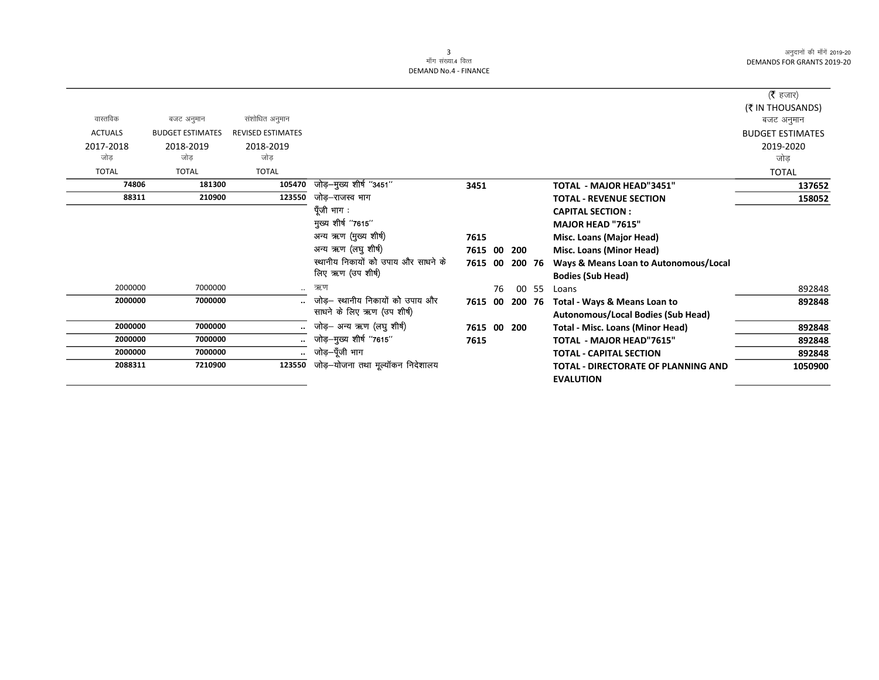| वास्तविक ACTUALS 2017-2018 जोड़ TOTAL | बजट अनुमान BUDGET ESTIMATES 2018-2019 जोड़ TOTAL | संशोधित अनुमान REVISED ESTIMATES 2018-2019 जोड़ TOTAL | | | | (₹ हजार) (₹ IN THOUSANDS) बजट अनुमान BUDGET ESTIMATES 2019-2020 जोड़ TOTAL |
|---|---|---|---|---|---|---|
| **74806** | **181300** | **105470** | जोड़–मुख्य शीर्ष ''3451'' | **3451** | **TOTAL - MAJOR HEAD"3451"** | **137652** |
| **88311** | **210900** | **123550** | जोड़–राजस्व भाग | | **TOTAL - REVENUE SECTION** | **158052** |
| | | | पूँजी भाग : | | **CAPITAL SECTION :** | |
| | | | मुख्य शीर्ष ''7615'' | | **MAJOR HEAD "7615"** | |
| | | | अन्य ऋण (मुख्य शीर्ष) | **7615** | **Misc. Loans (Major Head)** | |
| | | | अन्य ऋण (लघु शीर्ष) | **7615 00 200** | **Misc. Loans (Minor Head)** | |
| | | | स्थानीय निकायों को उपाय और साधने के लिए ऋण (उप शीर्ष) | **7615 00 200 76** | **Ways & Means Loan to Autonomous/Local Bodies (Sub Head)** | |
| 2000000 | 7000000 | .. | ऋण | 76 00 55 | Loans | 892848 |
| **2000000** | **7000000** | .. | जोड़– स्थानीय निकायों को उपाय और साधने के लिए ऋण (उप शीर्ष) | **7615 00 200 76** | **Total - Ways & Means Loan to Autonomous/Local Bodies (Sub Head)** | **892848** |
| **2000000** | **7000000** | .. | जोड़– अन्य ऋण (लघु शीर्ष) | **7615 00 200** | **Total - Misc. Loans (Minor Head)** | **892848** |
| **2000000** | **7000000** | .. | जोड़–मुख्य शीर्ष ''7615'' | **7615** | **TOTAL - MAJOR HEAD"7615"** | **892848** |
| **2000000** | **7000000** | .. | जोड़–पूँजी भाग | | **TOTAL - CAPITAL SECTION** | **892848** |
| **2088311** | **7210900** | **123550** | जोड़–योजना तथा मूल्यॉकन निदेशालय | | **TOTAL - DIRECTORATE OF PLANNING AND EVALUTION** | **1050900** |